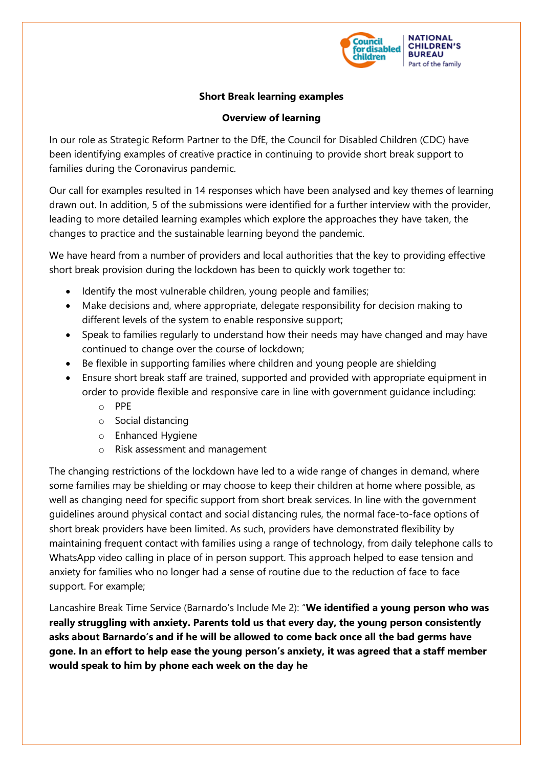**Short Break learning examples**

**Overview of learning**

In our role as Strategic Reform Partner to the DfE, the Council for Disabled Children (CDC) have been identifying examples of creative practice in continuing to provide short break support to families during the Coronavirus pandemic.

Our call for examples resulted in 14 responses which have been analysed and key themes of learning drawn out. In addition, 5 of the submissions were identified for a further interview with the provider, leading to more detailed learning examples which explore the approaches they have taken, the changes to practice and the sustainable learning beyond the pandemic.

We have heard from a number of providers and local authorities that the key to providing effective short break provision during the lockdown has been to quickly work together to:

- Identify the most vulnerable children, young people and families;
- Make decisions and, where appropriate, delegate responsibility for decision making to different levels of the system to enable responsive support;
- Speak to families regularly to understand how their needs may have changed and may have continued to change over the course of lockdown;
- Be flexible in supporting families where children and young people are shielding
- Ensure short break staff are trained, supported and provided with appropriate equipment in order to provide flexible and responsive care in line with government guidance including:
  - PPE
  - Social distancing
  - Enhanced Hygiene
  - Risk assessment and management

The changing restrictions of the lockdown have led to a wide range of changes in demand, where some families may be shielding or may choose to keep their children at home where possible, as well as changing need for specific support from short break services. In line with the government guidelines around physical contact and social distancing rules, the normal face-to-face options of short break providers have been limited. As such, providers have demonstrated flexibility by maintaining frequent contact with families using a range of technology, from daily telephone calls to WhatsApp video calling in place of in person support. This approach helped to ease tension and anxiety for families who no longer had a sense of routine due to the reduction of face to face support. For example;

Lancashire Break Time Service (Barnardo's Include Me 2): "**We identified a young person who was really struggling with anxiety. Parents told us that every day, the young person consistently asks about Barnardo's and if he will be allowed to come back once all the bad germs have gone. In an effort to help ease the young person's anxiety, it was agreed that a staff member would speak to him by phone each week on the day he**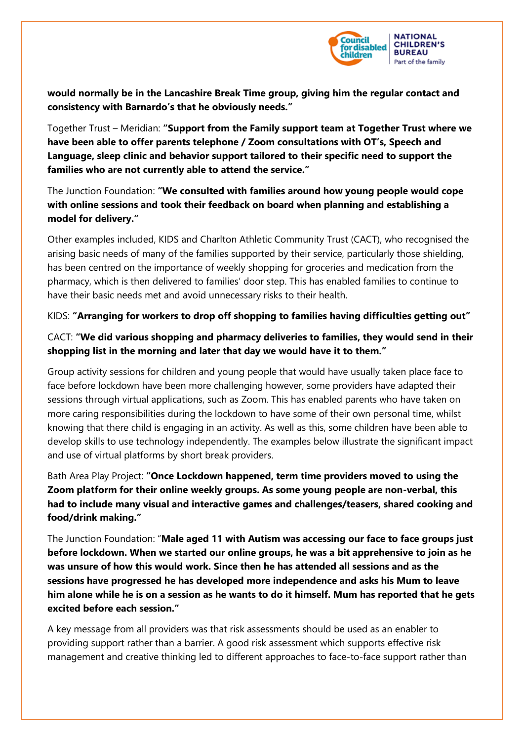**would normally be in the Lancashire Break Time group, giving him the regular contact and consistency with Barnardo's that he obviously needs."**

Together Trust – Meridian: **"Support from the Family support team at Together Trust where we have been able to offer parents telephone / Zoom consultations with OT's, Speech and Language, sleep clinic and behavior support tailored to their specific need to support the families who are not currently able to attend the service."**

The Junction Foundation: **"We consulted with families around how young people would cope with online sessions and took their feedback on board when planning and establishing a model for delivery."**

Other examples included, KIDS and Charlton Athletic Community Trust (CACT), who recognised the arising basic needs of many of the families supported by their service, particularly those shielding, has been centred on the importance of weekly shopping for groceries and medication from the pharmacy, which is then delivered to families' door step. This has enabled families to continue to have their basic needs met and avoid unnecessary risks to their health.

KIDS: **"Arranging for workers to drop off shopping to families having difficulties getting out"**

CACT: **"We did various shopping and pharmacy deliveries to families, they would send in their shopping list in the morning and later that day we would have it to them."**

Group activity sessions for children and young people that would have usually taken place face to face before lockdown have been more challenging however, some providers have adapted their sessions through virtual applications, such as Zoom. This has enabled parents who have taken on more caring responsibilities during the lockdown to have some of their own personal time, whilst knowing that there child is engaging in an activity. As well as this, some children have been able to develop skills to use technology independently. The examples below illustrate the significant impact and use of virtual platforms by short break providers.

Bath Area Play Project: **"Once Lockdown happened, term time providers moved to using the Zoom platform for their online weekly groups. As some young people are non-verbal, this had to include many visual and interactive games and challenges/teasers, shared cooking and food/drink making."**

The Junction Foundation: "**Male aged 11 with Autism was accessing our face to face groups just before lockdown. When we started our online groups, he was a bit apprehensive to join as he was unsure of how this would work. Since then he has attended all sessions and as the sessions have progressed he has developed more independence and asks his Mum to leave him alone while he is on a session as he wants to do it himself. Mum has reported that he gets excited before each session."**

A key message from all providers was that risk assessments should be used as an enabler to providing support rather than a barrier. A good risk assessment which supports effective risk management and creative thinking led to different approaches to face-to-face support rather than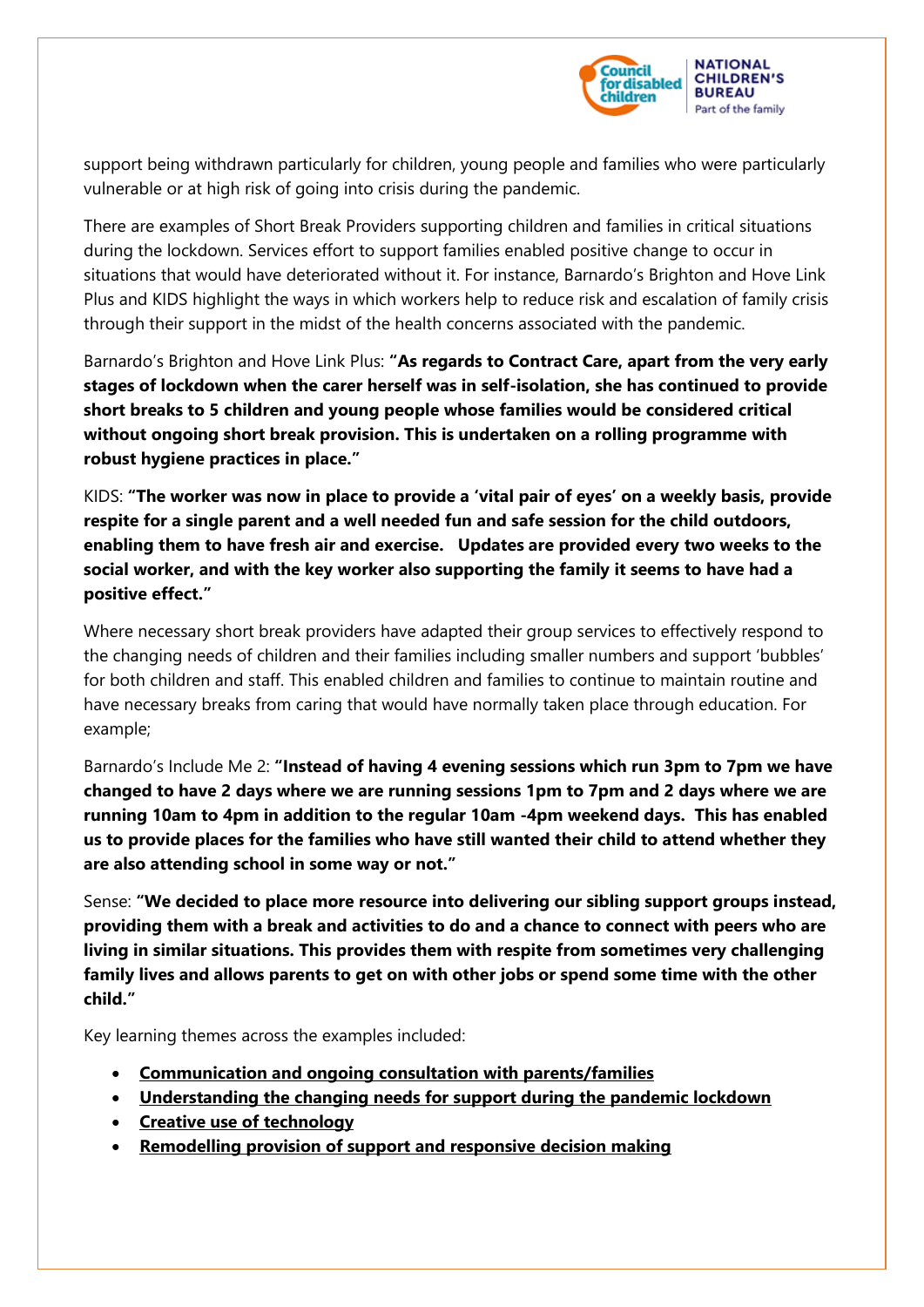support being withdrawn particularly for children, young people and families who were particularly vulnerable or at high risk of going into crisis during the pandemic.

There are examples of Short Break Providers supporting children and families in critical situations during the lockdown. Services effort to support families enabled positive change to occur in situations that would have deteriorated without it. For instance, Barnardo's Brighton and Hove Link Plus and KIDS highlight the ways in which workers help to reduce risk and escalation of family crisis through their support in the midst of the health concerns associated with the pandemic.

Barnardo's Brighton and Hove Link Plus: **"As regards to Contract Care, apart from the very early stages of lockdown when the carer herself was in self-isolation, she has continued to provide short breaks to 5 children and young people whose families would be considered critical without ongoing short break provision. This is undertaken on a rolling programme with robust hygiene practices in place."**

KIDS: **"The worker was now in place to provide a 'vital pair of eyes' on a weekly basis, provide respite for a single parent and a well needed fun and safe session for the child outdoors, enabling them to have fresh air and exercise. Updates are provided every two weeks to the social worker, and with the key worker also supporting the family it seems to have had a positive effect."**

Where necessary short break providers have adapted their group services to effectively respond to the changing needs of children and their families including smaller numbers and support 'bubbles' for both children and staff. This enabled children and families to continue to maintain routine and have necessary breaks from caring that would have normally taken place through education. For example;

Barnardo's Include Me 2: **"Instead of having 4 evening sessions which run 3pm to 7pm we have changed to have 2 days where we are running sessions 1pm to 7pm and 2 days where we are running 10am to 4pm in addition to the regular 10am -4pm weekend days. This has enabled us to provide places for the families who have still wanted their child to attend whether they are also attending school in some way or not."**

Sense: **"We decided to place more resource into delivering our sibling support groups instead, providing them with a break and activities to do and a chance to connect with peers who are living in similar situations. This provides them with respite from sometimes very challenging family lives and allows parents to get on with other jobs or spend some time with the other child."**

Key learning themes across the examples included:

- **Communication and ongoing consultation with parents/families**
- **Understanding the changing needs for support during the pandemic lockdown**
- **Creative use of technology**
- **Remodelling provision of support and responsive decision making**